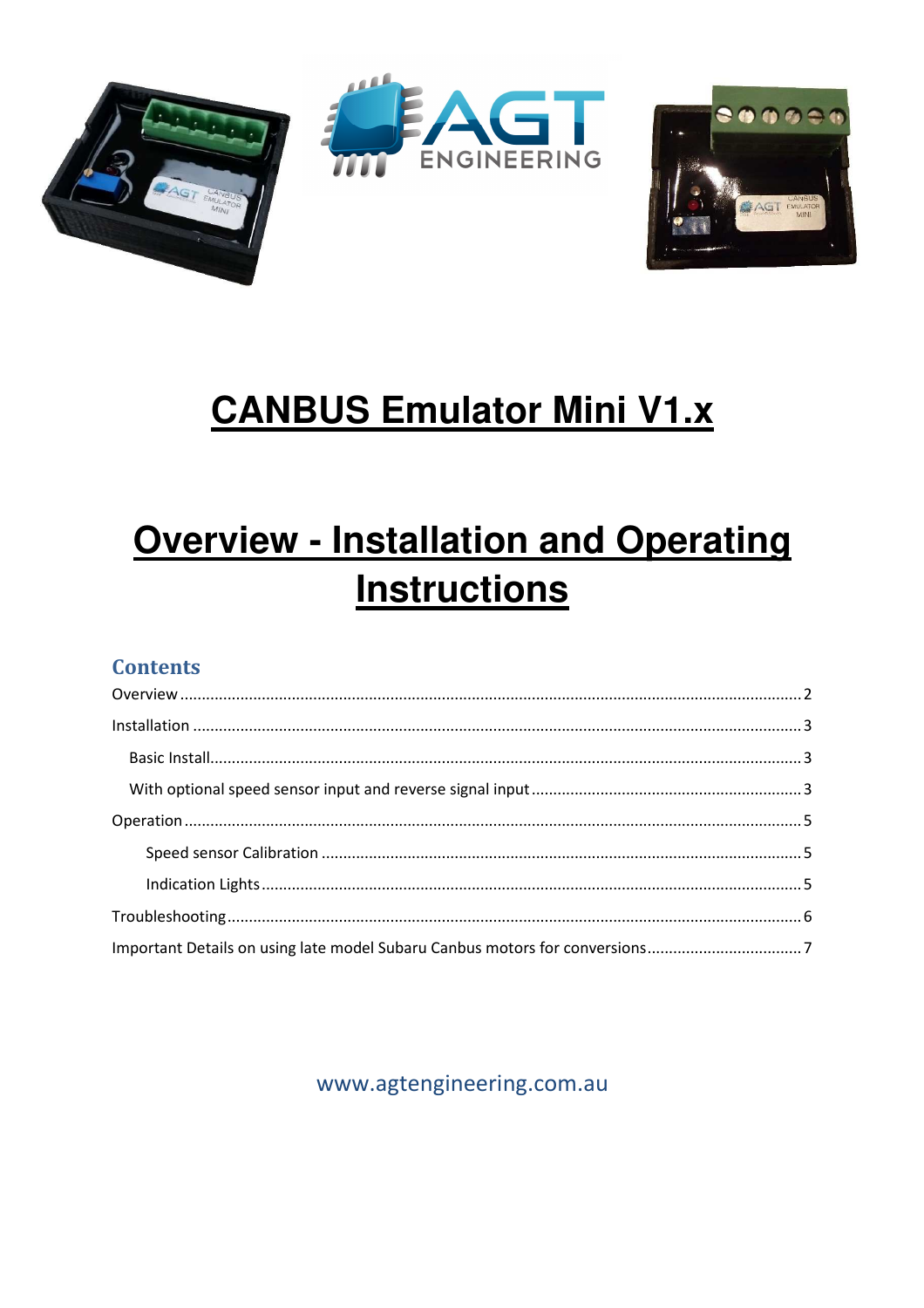# CANBUS Emulator Mini V1.x

# Overview - Installation and Operating Instructions

## Contents

- Overview ..... 2
- Installation ..... 3
  - Basic Install ..... 3
  - With optional speed sensor input and reverse signal input ..... 3
- Operation ..... 5
  - Speed sensor Calibration ..... 5
  - Indication Lights ..... 5
- Troubleshooting ..... 6
- Important Details on using late model Subaru Canbus motors for conversions ..... 7

www.agtengineering.com.au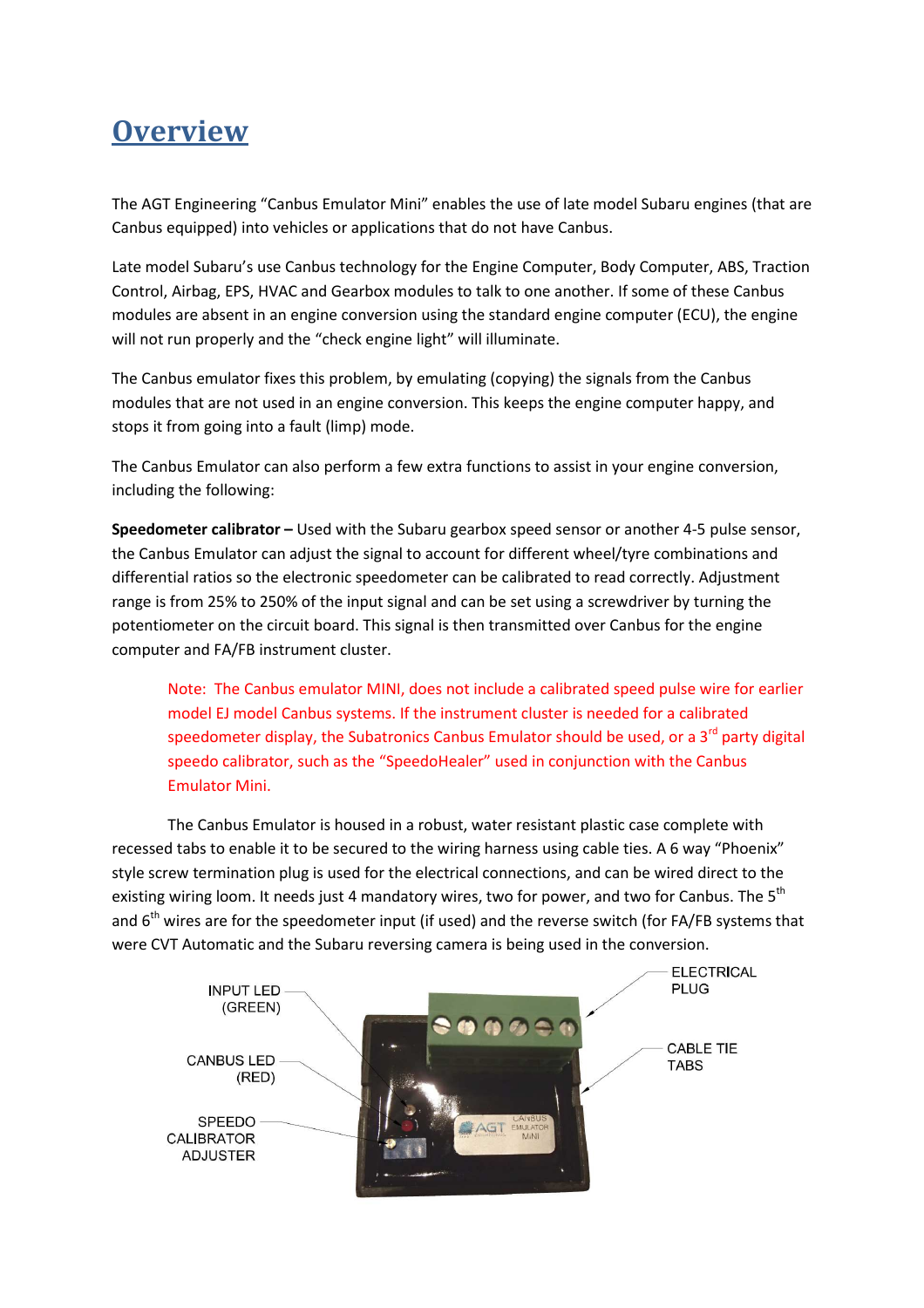# Overview

The AGT Engineering "Canbus Emulator Mini" enables the use of late model Subaru engines (that are Canbus equipped) into vehicles or applications that do not have Canbus.

Late model Subaru's use Canbus technology for the Engine Computer, Body Computer, ABS, Traction Control, Airbag, EPS, HVAC and Gearbox modules to talk to one another. If some of these Canbus modules are absent in an engine conversion using the standard engine computer (ECU), the engine will not run properly and the "check engine light" will illuminate.

The Canbus emulator fixes this problem, by emulating (copying) the signals from the Canbus modules that are not used in an engine conversion. This keeps the engine computer happy, and stops it from going into a fault (limp) mode.

The Canbus Emulator can also perform a few extra functions to assist in your engine conversion, including the following:

**Speedometer calibrator –** Used with the Subaru gearbox speed sensor or another 4-5 pulse sensor, the Canbus Emulator can adjust the signal to account for different wheel/tyre combinations and differential ratios so the electronic speedometer can be calibrated to read correctly. Adjustment range is from 25% to 250% of the input signal and can be set using a screwdriver by turning the potentiometer on the circuit board. This signal is then transmitted over Canbus for the engine computer and FA/FB instrument cluster.

> Note: The Canbus emulator MINI, does not include a calibrated speed pulse wire for earlier model EJ model Canbus systems. If the instrument cluster is needed for a calibrated speedometer display, the Subatronics Canbus Emulator should be used, or a 3rd party digital speedo calibrator, such as the "SpeedoHealer" used in conjunction with the Canbus Emulator Mini.

The Canbus Emulator is housed in a robust, water resistant plastic case complete with recessed tabs to enable it to be secured to the wiring harness using cable ties. A 6 way "Phoenix" style screw termination plug is used for the electrical connections, and can be wired direct to the existing wiring loom. It needs just 4 mandatory wires, two for power, and two for Canbus. The 5th and 6th wires are for the speedometer input (if used) and the reverse switch (for FA/FB systems that were CVT Automatic and the Subaru reversing camera is being used in the conversion.

INPUT LED (GREEN)

CANBUS LED (RED)

SPEEDO CALIBRATOR ADJUSTER

ELECTRICAL PLUG

CABLE TIE TABS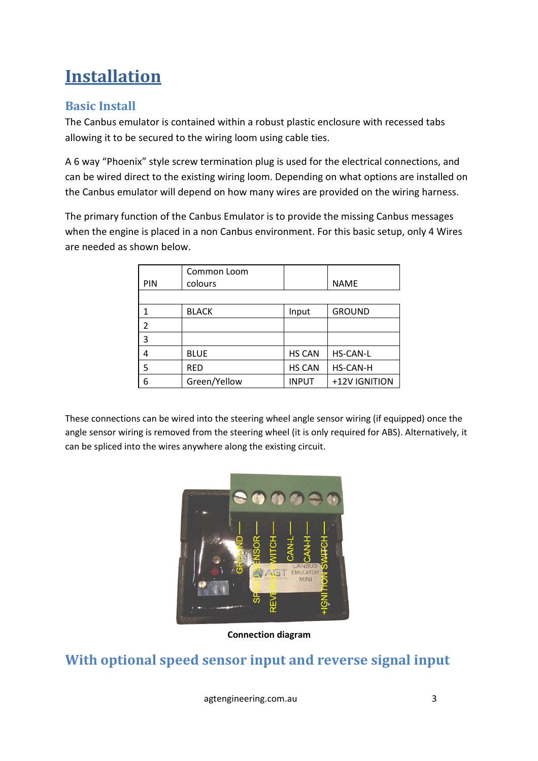# Installation

## Basic Install

The Canbus emulator is contained within a robust plastic enclosure with recessed tabs allowing it to be secured to the wiring loom using cable ties.

A 6 way "Phoenix" style screw termination plug is used for the electrical connections, and can be wired direct to the existing wiring loom. Depending on what options are installed on the Canbus emulator will depend on how many wires are provided on the wiring harness.

The primary function of the Canbus Emulator is to provide the missing Canbus messages when the engine is placed in a non Canbus environment. For this basic setup, only 4 Wires are needed as shown below.

| PIN | Common Loom colours | | NAME |
|---|---|---|---|
| | | | |
| 1 | BLACK | Input | GROUND |
| 2 | | | |
| 3 | | | |
| 4 | BLUE | HS CAN | HS-CAN-L |
| 5 | RED | HS CAN | HS-CAN-H |
| 6 | Green/Yellow | INPUT | +12V IGNITION |

These connections can be wired into the steering wheel angle sensor wiring (if equipped) once the angle sensor wiring is removed from the steering wheel (it is only required for ABS). Alternatively, it can be spliced into the wires anywhere along the existing circuit.

**Connection diagram**

## With optional speed sensor input and reverse signal input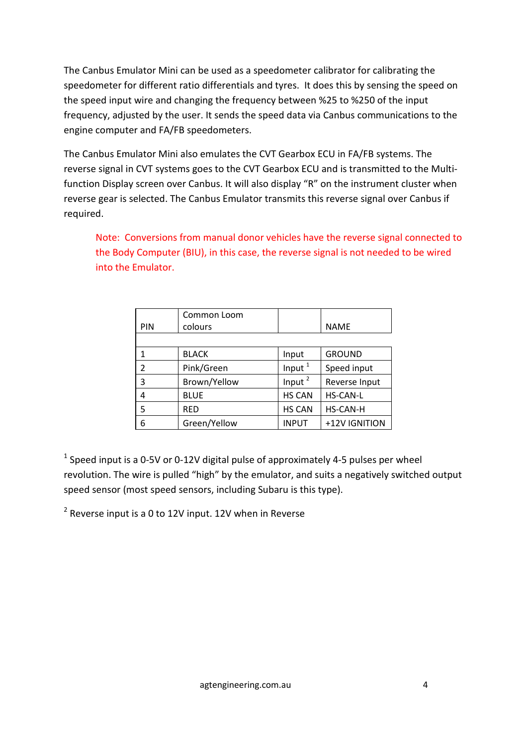The Canbus Emulator Mini can be used as a speedometer calibrator for calibrating the speedometer for different ratio differentials and tyres. It does this by sensing the speed on the speed input wire and changing the frequency between %25 to %250 of the input frequency, adjusted by the user. It sends the speed data via Canbus communications to the engine computer and FA/FB speedometers.

The Canbus Emulator Mini also emulates the CVT Gearbox ECU in FA/FB systems. The reverse signal in CVT systems goes to the CVT Gearbox ECU and is transmitted to the Multi-function Display screen over Canbus. It will also display "R" on the instrument cluster when reverse gear is selected. The Canbus Emulator transmits this reverse signal over Canbus if required.

> Note: Conversions from manual donor vehicles have the reverse signal connected to the Body Computer (BIU), in this case, the reverse signal is not needed to be wired into the Emulator.

| PIN | Common Loom colours | | NAME |
|---|---|---|---|
| | | | |
| 1 | BLACK | Input | GROUND |
| 2 | Pink/Green | Input [1] | Speed input |
| 3 | Brown/Yellow | Input [2] | Reverse Input |
| 4 | BLUE | HS CAN | HS-CAN-L |
| 5 | RED | HS CAN | HS-CAN-H |
| 6 | Green/Yellow | INPUT | +12V IGNITION |

[1] Speed input is a 0-5V or 0-12V digital pulse of approximately 4-5 pulses per wheel revolution. The wire is pulled "high" by the emulator, and suits a negatively switched output speed sensor (most speed sensors, including Subaru is this type).

[2] Reverse input is a 0 to 12V input. 12V when in Reverse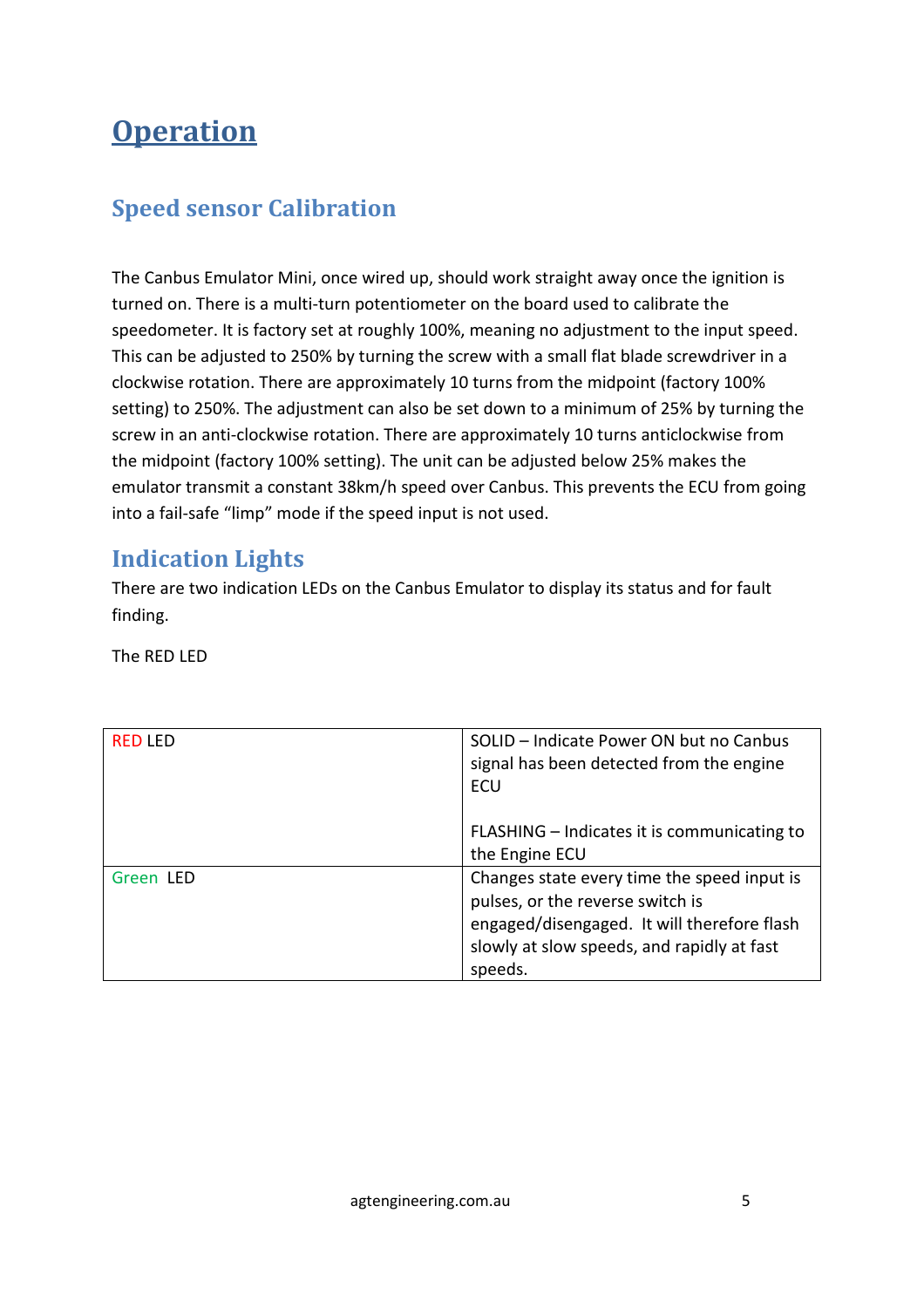# Operation

## Speed sensor Calibration

The Canbus Emulator Mini, once wired up, should work straight away once the ignition is turned on. There is a multi-turn potentiometer on the board used to calibrate the speedometer. It is factory set at roughly 100%, meaning no adjustment to the input speed. This can be adjusted to 250% by turning the screw with a small flat blade screwdriver in a clockwise rotation. There are approximately 10 turns from the midpoint (factory 100% setting) to 250%. The adjustment can also be set down to a minimum of 25% by turning the screw in an anti-clockwise rotation. There are approximately 10 turns anticlockwise from the midpoint (factory 100% setting). The unit can be adjusted below 25% makes the emulator transmit a constant 38km/h speed over Canbus. This prevents the ECU from going into a fail-safe "limp" mode if the speed input is not used.

## Indication Lights

There are two indication LEDs on the Canbus Emulator to display its status and for fault finding.

The RED LED

| RED LED | SOLID – Indicate Power ON but no Canbus signal has been detected from the engine ECU<br><br>FLASHING – Indicates it is communicating to the Engine ECU |
|---|---|
| Green LED | Changes state every time the speed input is pulses, or the reverse switch is engaged/disengaged. It will therefore flash slowly at slow speeds, and rapidly at fast speeds. |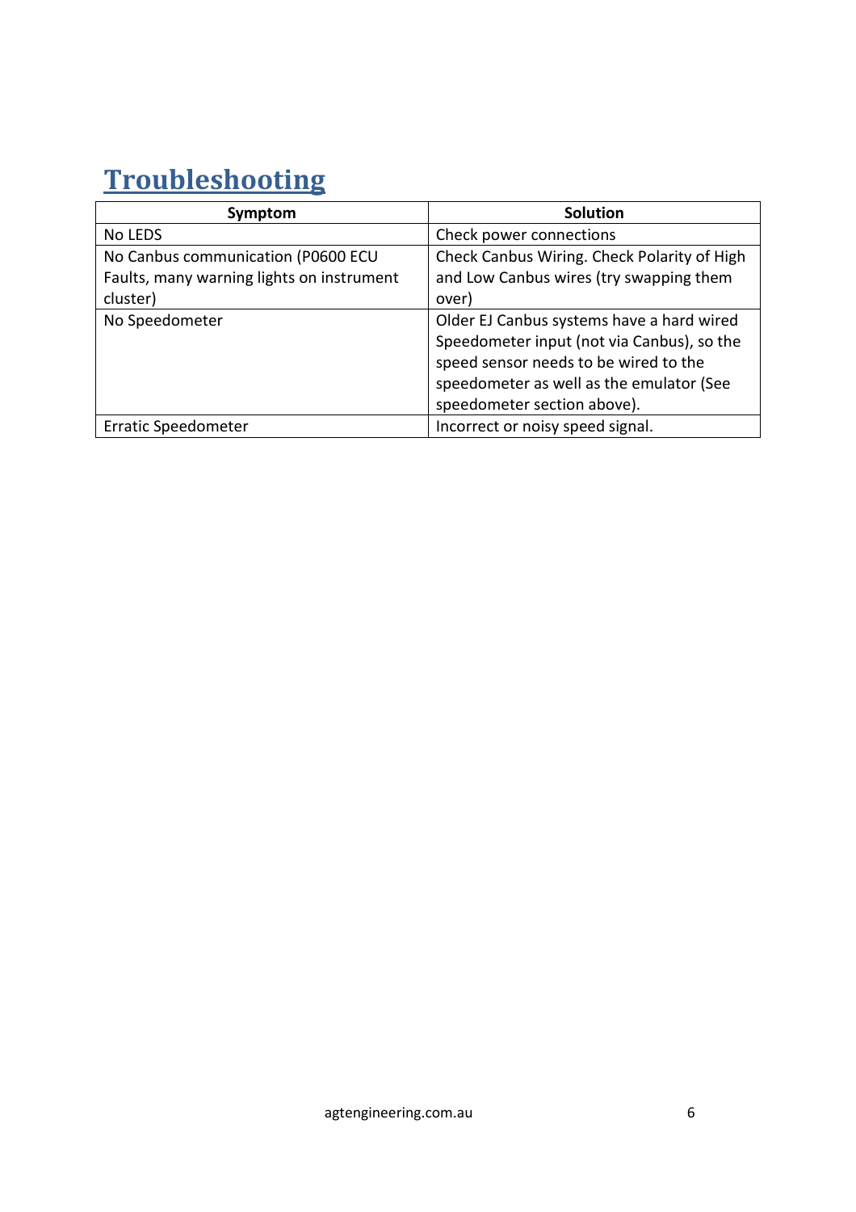# Troubleshooting

| Symptom | Solution |
|---|---|
| No LEDS | Check power connections |
| No Canbus communication (P0600 ECU Faults, many warning lights on instrument cluster) | Check Canbus Wiring. Check Polarity of High and Low Canbus wires (try swapping them over) |
| No Speedometer | Older EJ Canbus systems have a hard wired Speedometer input (not via Canbus), so the speed sensor needs to be wired to the speedometer as well as the emulator (See speedometer section above). |
| Erratic Speedometer | Incorrect or noisy speed signal. |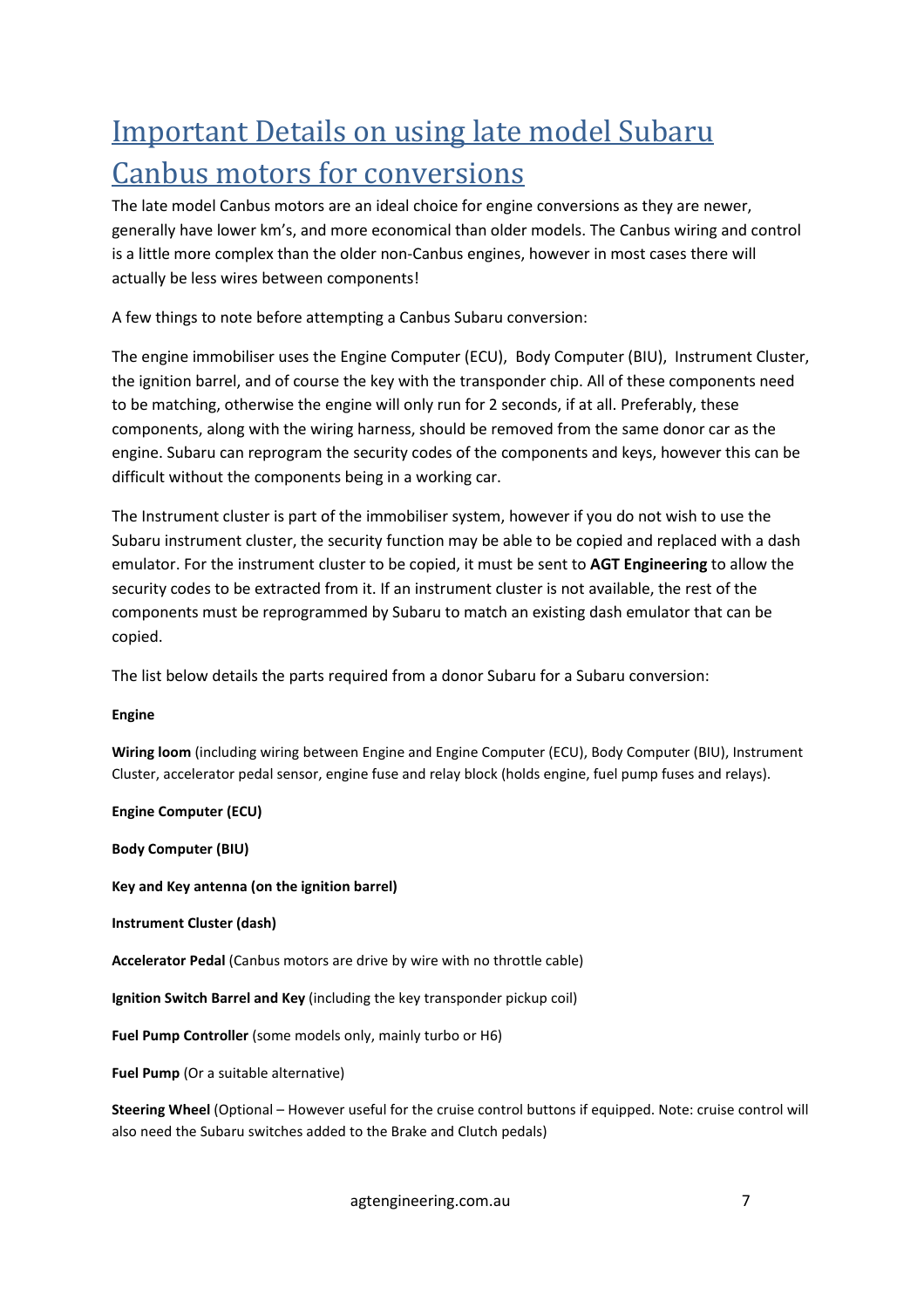# Important Details on using late model Subaru Canbus motors for conversions

The late model Canbus motors are an ideal choice for engine conversions as they are newer, generally have lower km's, and more economical than older models. The Canbus wiring and control is a little more complex than the older non-Canbus engines, however in most cases there will actually be less wires between components!

A few things to note before attempting a Canbus Subaru conversion:

The engine immobiliser uses the Engine Computer (ECU), Body Computer (BIU), Instrument Cluster, the ignition barrel, and of course the key with the transponder chip. All of these components need to be matching, otherwise the engine will only run for 2 seconds, if at all. Preferably, these components, along with the wiring harness, should be removed from the same donor car as the engine. Subaru can reprogram the security codes of the components and keys, however this can be difficult without the components being in a working car.

The Instrument cluster is part of the immobiliser system, however if you do not wish to use the Subaru instrument cluster, the security function may be able to be copied and replaced with a dash emulator. For the instrument cluster to be copied, it must be sent to **AGT Engineering** to allow the security codes to be extracted from it. If an instrument cluster is not available, the rest of the components must be reprogrammed by Subaru to match an existing dash emulator that can be copied.

The list below details the parts required from a donor Subaru for a Subaru conversion:

**Engine**

**Wiring loom** (including wiring between Engine and Engine Computer (ECU), Body Computer (BIU), Instrument Cluster, accelerator pedal sensor, engine fuse and relay block (holds engine, fuel pump fuses and relays).

**Engine Computer (ECU)**

**Body Computer (BIU)**

**Key and Key antenna (on the ignition barrel)**

**Instrument Cluster (dash)**

**Accelerator Pedal** (Canbus motors are drive by wire with no throttle cable)

**Ignition Switch Barrel and Key** (including the key transponder pickup coil)

**Fuel Pump Controller** (some models only, mainly turbo or H6)

**Fuel Pump** (Or a suitable alternative)

**Steering Wheel** (Optional – However useful for the cruise control buttons if equipped. Note: cruise control will also need the Subaru switches added to the Brake and Clutch pedals)